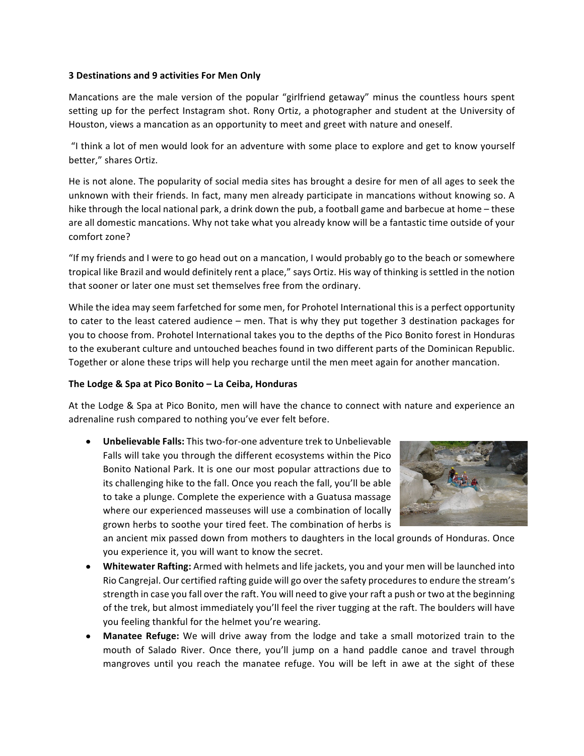**3 Destinations and 9 activities For Men Only**

Mancations are the male version of the popular "girlfriend getaway" minus the countless hours spent setting up for the perfect Instagram shot. Rony Ortiz, a photographer and student at the University of Houston, views a mancation as an opportunity to meet and greet with nature and oneself.

"I think a lot of men would look for an adventure with some place to explore and get to know yourself better," shares Ortiz.

He is not alone. The popularity of social media sites has brought a desire for men of all ages to seek the unknown with their friends. In fact, many men already participate in mancations without knowing so. A hike through the local national park, a drink down the pub, a football game and barbecue at home – these are all domestic mancations. Why not take what you already know will be a fantastic time outside of your comfort zone?

"If my friends and I were to go head out on a mancation, I would probably go to the beach or somewhere tropical like Brazil and would definitely rent a place," says Ortiz. His way of thinking is settled in the notion that sooner or later one must set themselves free from the ordinary.

While the idea may seem farfetched for some men, for Prohotel International this is a perfect opportunity to cater to the least catered audience – men. That is why they put together 3 destination packages for you to choose from. Prohotel International takes you to the depths of the Pico Bonito forest in Honduras to the exuberant culture and untouched beaches found in two different parts of the Dominican Republic. Together or alone these trips will help you recharge until the men meet again for another mancation.

**The Lodge & Spa at Pico Bonito – La Ceiba, Honduras**

At the Lodge & Spa at Pico Bonito, men will have the chance to connect with nature and experience an adrenaline rush compared to nothing you've ever felt before.

- **Unbelievable Falls:** This two-for-one adventure trek to Unbelievable Falls will take you through the different ecosystems within the Pico Bonito National Park. It is one our most popular attractions due to its challenging hike to the fall. Once you reach the fall, you'll be able to take a plunge. Complete the experience with a Guatusa massage where our experienced masseuses will use a combination of locally grown herbs to soothe your tired feet. The combination of herbs is an ancient mix passed down from mothers to daughters in the local grounds of Honduras. Once you experience it, you will want to know the secret.
- **Whitewater Rafting:** Armed with helmets and life jackets, you and your men will be launched into Rio Cangrejal. Our certified rafting guide will go over the safety procedures to endure the stream's strength in case you fall over the raft. You will need to give your raft a push or two at the beginning of the trek, but almost immediately you'll feel the river tugging at the raft. The boulders will have you feeling thankful for the helmet you're wearing.
- **Manatee Refuge:** We will drive away from the lodge and take a small motorized train to the mouth of Salado River. Once there, you'll jump on a hand paddle canoe and travel through mangroves until you reach the manatee refuge. You will be left in awe at the sight of these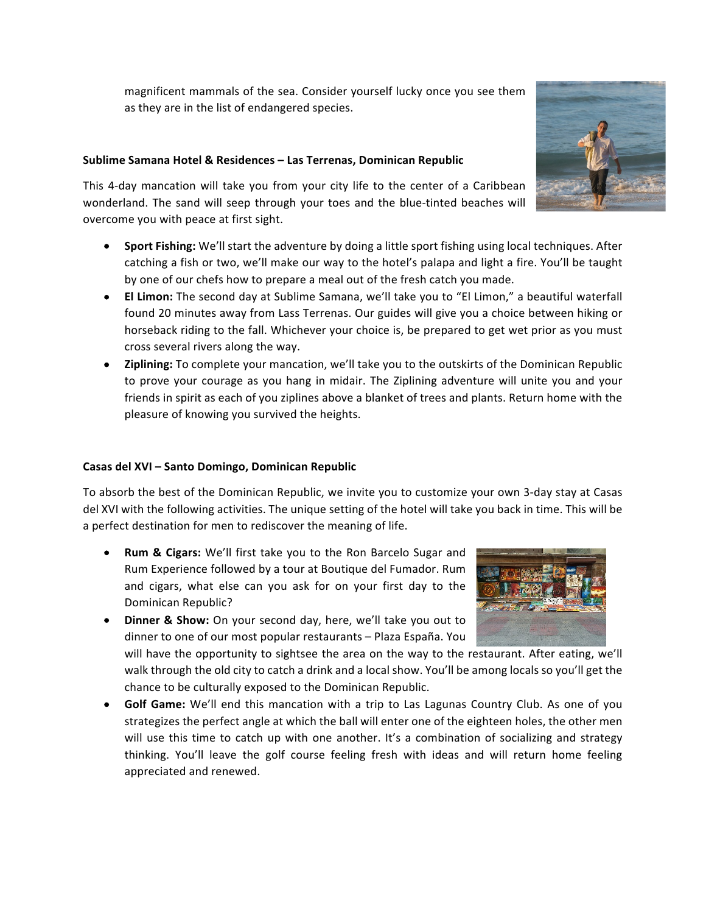magnificent mammals of the sea. Consider yourself lucky once you see them as they are in the list of endangered species.

**Sublime Samana Hotel & Residences – Las Terrenas, Dominican Republic**

This 4-day mancation will take you from your city life to the center of a Caribbean wonderland. The sand will seep through your toes and the blue-tinted beaches will overcome you with peace at first sight.

- **Sport Fishing:** We'll start the adventure by doing a little sport fishing using local techniques. After catching a fish or two, we'll make our way to the hotel's palapa and light a fire. You'll be taught by one of our chefs how to prepare a meal out of the fresh catch you made.
- **El Limon:** The second day at Sublime Samana, we'll take you to "El Limon," a beautiful waterfall found 20 minutes away from Lass Terrenas. Our guides will give you a choice between hiking or horseback riding to the fall. Whichever your choice is, be prepared to get wet prior as you must cross several rivers along the way.
- **Ziplining:** To complete your mancation, we'll take you to the outskirts of the Dominican Republic to prove your courage as you hang in midair. The Ziplining adventure will unite you and your friends in spirit as each of you ziplines above a blanket of trees and plants. Return home with the pleasure of knowing you survived the heights.

**Casas del XVI – Santo Domingo, Dominican Republic**

To absorb the best of the Dominican Republic, we invite you to customize your own 3-day stay at Casas del XVI with the following activities. The unique setting of the hotel will take you back in time. This will be a perfect destination for men to rediscover the meaning of life.

- **Rum & Cigars:** We'll first take you to the Ron Barcelo Sugar and Rum Experience followed by a tour at Boutique del Fumador. Rum and cigars, what else can you ask for on your first day to the Dominican Republic?
- **Dinner & Show:** On your second day, here, we'll take you out to dinner to one of our most popular restaurants – Plaza España. You will have the opportunity to sightsee the area on the way to the restaurant. After eating, we'll walk through the old city to catch a drink and a local show. You'll be among locals so you'll get the chance to be culturally exposed to the Dominican Republic.
- **Golf Game:** We'll end this mancation with a trip to Las Lagunas Country Club. As one of you strategizes the perfect angle at which the ball will enter one of the eighteen holes, the other men will use this time to catch up with one another. It's a combination of socializing and strategy thinking. You'll leave the golf course feeling fresh with ideas and will return home feeling appreciated and renewed.